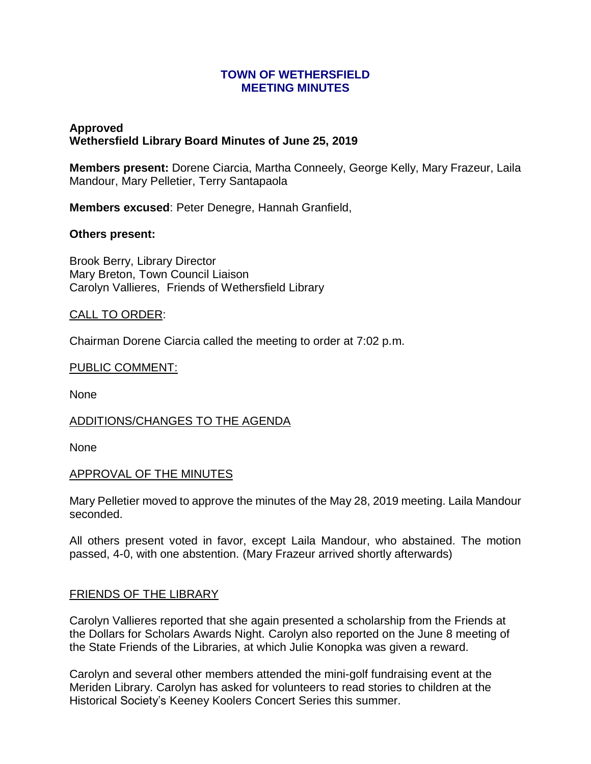# TOWN OF WETHERSFIELD
# MEETING MINUTES

**Approved**
**Wethersfield Library Board Minutes of June 25, 2019**

**Members present:** Dorene Ciarcia, Martha Conneely, George Kelly, Mary Frazeur, Laila Mandour, Mary Pelletier, Terry Santapaola

**Members excused**: Peter Denegre, Hannah Granfield,

**Others present:**

Brook Berry, Library Director
Mary Breton, Town Council Liaison
Carolyn Vallieres, Friends of Wethersfield Library

CALL TO ORDER:

Chairman Dorene Ciarcia called the meeting to order at 7:02 p.m.

PUBLIC COMMENT:

None

ADDITIONS/CHANGES TO THE AGENDA

None

APPROVAL OF THE MINUTES

Mary Pelletier moved to approve the minutes of the May 28, 2019 meeting. Laila Mandour seconded.

All others present voted in favor, except Laila Mandour, who abstained. The motion passed, 4-0, with one abstention. (Mary Frazeur arrived shortly afterwards)

FRIENDS OF THE LIBRARY

Carolyn Vallieres reported that she again presented a scholarship from the Friends at the Dollars for Scholars Awards Night. Carolyn also reported on the June 8 meeting of the State Friends of the Libraries, at which Julie Konopka was given a reward.

Carolyn and several other members attended the mini-golf fundraising event at the Meriden Library. Carolyn has asked for volunteers to read stories to children at the Historical Society's Keeney Koolers Concert Series this summer.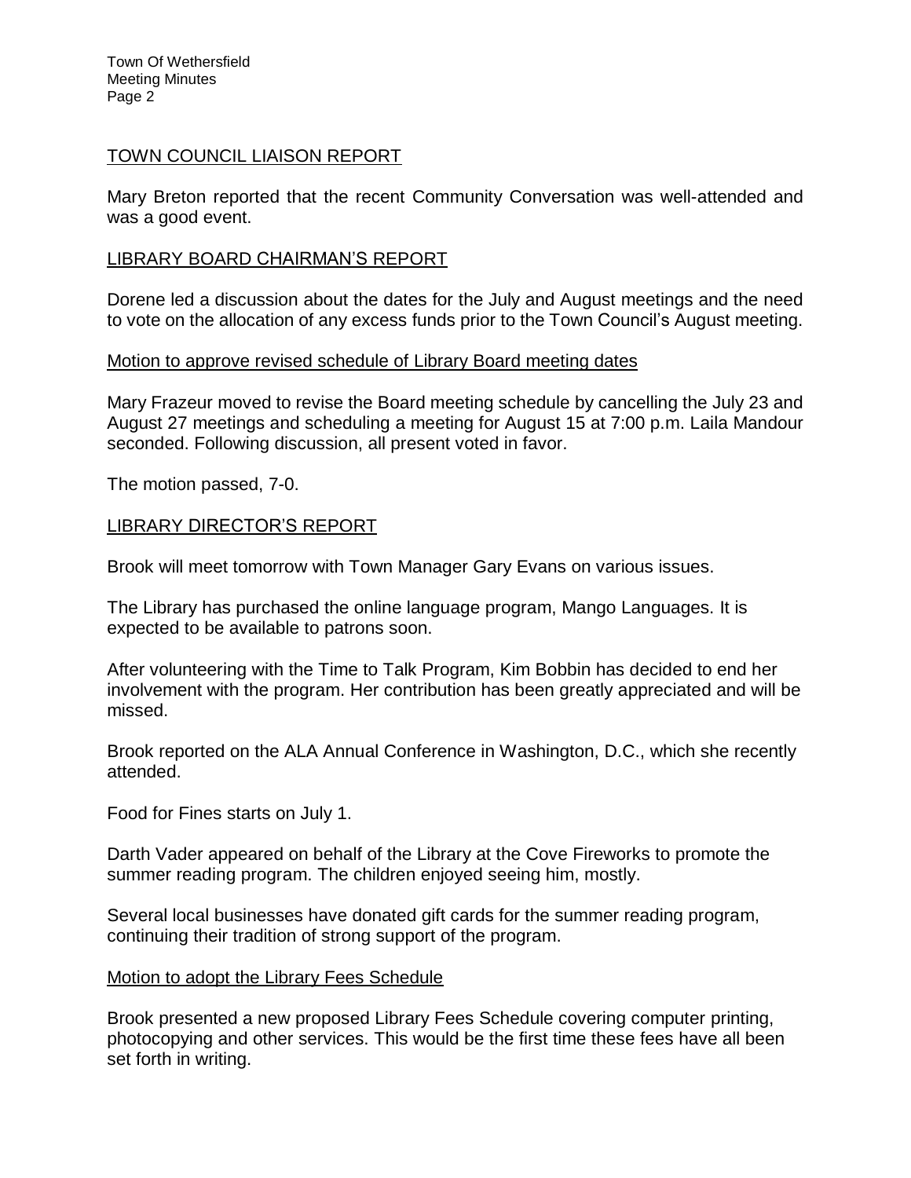## TOWN COUNCIL LIAISON REPORT

Mary Breton reported that the recent Community Conversation was well-attended and was a good event.

## LIBRARY BOARD CHAIRMAN'S REPORT

Dorene led a discussion about the dates for the July and August meetings and the need to vote on the allocation of any excess funds prior to the Town Council's August meeting.

### Motion to approve revised schedule of Library Board meeting dates

Mary Frazeur moved to revise the Board meeting schedule by cancelling the July 23 and August 27 meetings and scheduling a meeting for August 15 at 7:00 p.m. Laila Mandour seconded. Following discussion, all present voted in favor.

The motion passed, 7-0.

## LIBRARY DIRECTOR'S REPORT

Brook will meet tomorrow with Town Manager Gary Evans on various issues.

The Library has purchased the online language program, Mango Languages. It is expected to be available to patrons soon.

After volunteering with the Time to Talk Program, Kim Bobbin has decided to end her involvement with the program. Her contribution has been greatly appreciated and will be missed.

Brook reported on the ALA Annual Conference in Washington, D.C., which she recently attended.

Food for Fines starts on July 1.

Darth Vader appeared on behalf of the Library at the Cove Fireworks to promote the summer reading program. The children enjoyed seeing him, mostly.

Several local businesses have donated gift cards for the summer reading program, continuing their tradition of strong support of the program.

### Motion to adopt the Library Fees Schedule

Brook presented a new proposed Library Fees Schedule covering computer printing, photocopying and other services. This would be the first time these fees have all been set forth in writing.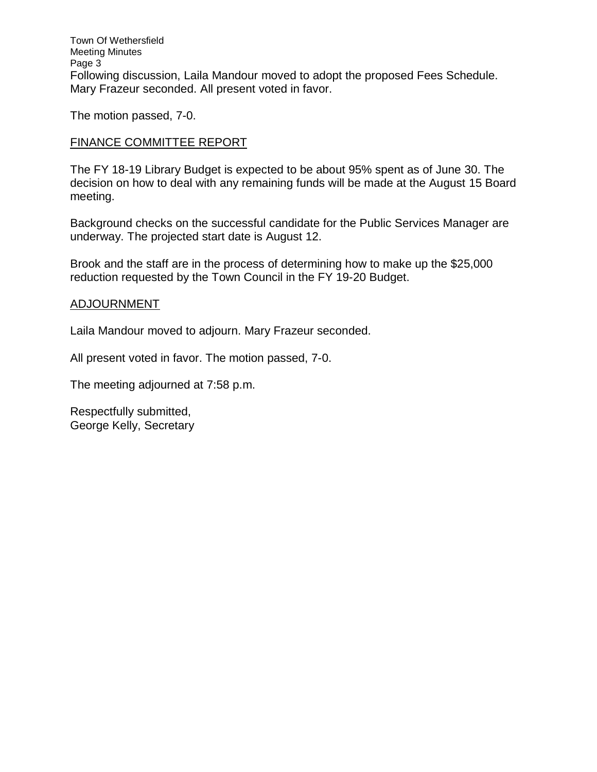Following discussion, Laila Mandour moved to adopt the proposed Fees Schedule. Mary Frazeur seconded. All present voted in favor.

The motion passed, 7-0.

## FINANCE COMMITTEE REPORT

The FY 18-19 Library Budget is expected to be about 95% spent as of June 30. The decision on how to deal with any remaining funds will be made at the August 15 Board meeting.

Background checks on the successful candidate for the Public Services Manager are underway. The projected start date is August 12.

Brook and the staff are in the process of determining how to make up the $25,000 reduction requested by the Town Council in the FY 19-20 Budget.

## ADJOURNMENT

Laila Mandour moved to adjourn. Mary Frazeur seconded.

All present voted in favor. The motion passed, 7-0.

The meeting adjourned at 7:58 p.m.

Respectfully submitted,
George Kelly, Secretary